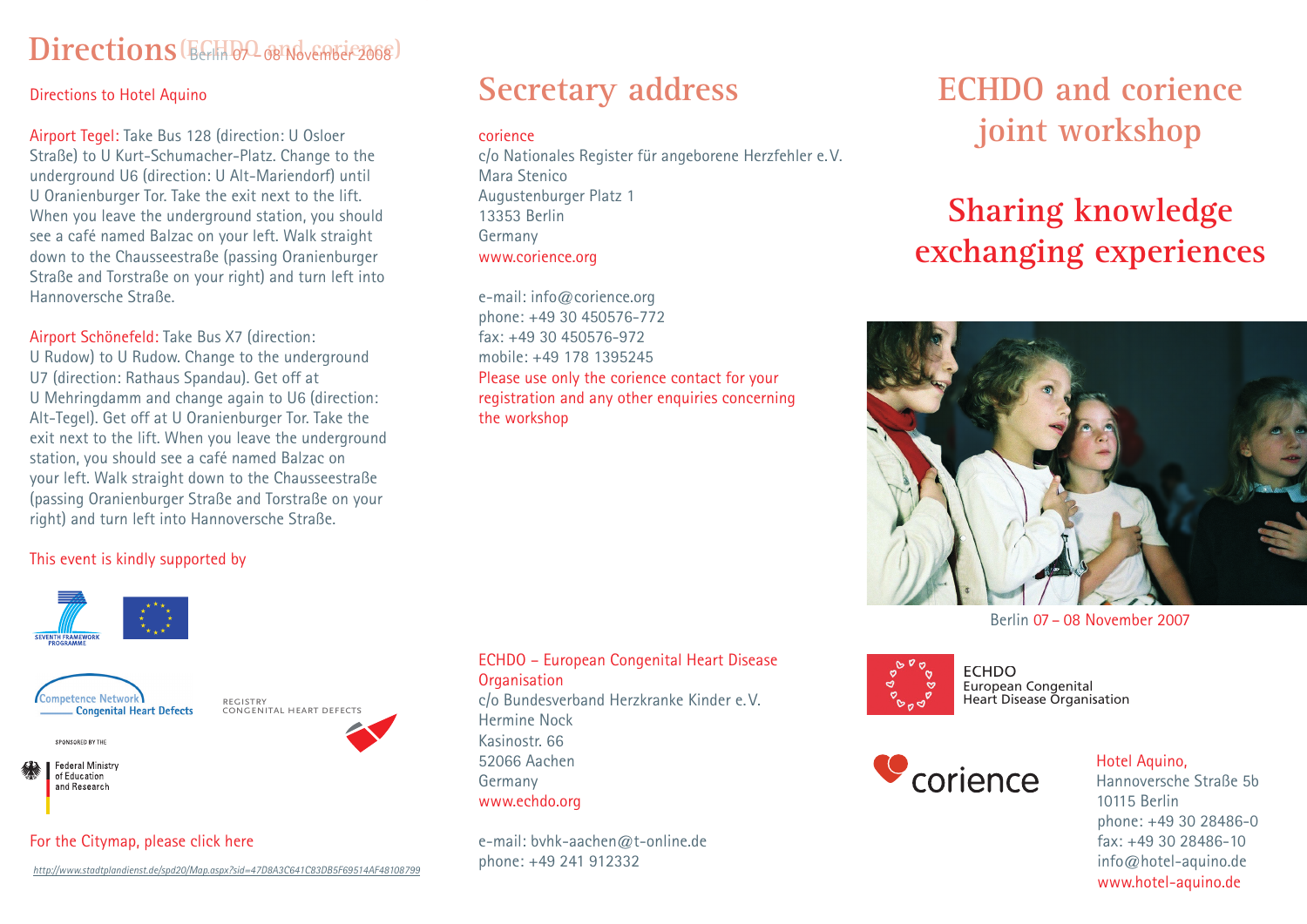# Directions (ECHDO and corience)

Berlin 07 – 08 November 2008

## Directions to Hotel Aquino

Airport Tegel: Take Bus 128 (direction: U Osloer Straße) to U Kurt-Schumacher-Platz. Change to the underground U6 (direction: U Alt-Mariendorf) until U Oranienburger Tor. Take the exit next to the lift. When you leave the underground station, you should see a café named Balzac on your left. Walk straight down to the Chausseestraße (passing Oranienburger Straße and Torstraße on your right) and turn left into Hannoversche Straße.

Airport Schönefeld: Take Bus X7 (direction: U Rudow) to U Rudow. Change to the underground U7 (direction: Rathaus Spandau). Get off at U Mehringdamm and change again to U6 (direction: Alt-Tegel). Get off at U Oranienburger Tor. Take the exit next to the lift. When you leave the underground station, you should see a café named Balzac on your left. Walk straight down to the Chausseestraße (passing Oranienburger Straße and Torstraße on your right) and turn left into Hannoversche Straße.

This event is kindly supported by

SEVENTH FRAMEWORK PROGRAMME

Competence Network Congenital Heart Defects

REGISTRY CONGENITAL HEART DEFECTS

SPONSORED BY THE Federal Ministry of Education and Research

For the Citymap, please click here

http://www.stadtplandienst.de/spd20/Map.aspx?sid=47D8A3C641C83DB5F69514AF48108799

# Secretary address

corience
c/o Nationales Register für angeborene Herzfehler e.V.
Mara Stenico
Augustenburger Platz 1
13353 Berlin
Germany
www.corience.org

e-mail: info@corience.org
phone: +49 30 450576-772
fax: +49 30 450576-972
mobile: +49 178 1395245
Please use only the corience contact for your registration and any other enquiries concerning the workshop

ECHDO – European Congenital Heart Disease Organisation
c/o Bundesverband Herzkranke Kinder e.V.
Hermine Nock
Kasinostr. 66
52066 Aachen
Germany
www.echdo.org

e-mail: bvhk-aachen@t-online.de
phone: +49 241 912332

# ECHDO and corience joint workshop

## Sharing knowledge exchanging experiences

Berlin 07 – 08 November 2007

ECHDO
European Congenital Heart Disease Organisation

corience

Hotel Aquino,
Hannoversche Straße 5b
10115 Berlin
phone: +49 30 28486-0
fax: +49 30 28486-10
info@hotel-aquino.de
www.hotel-aquino.de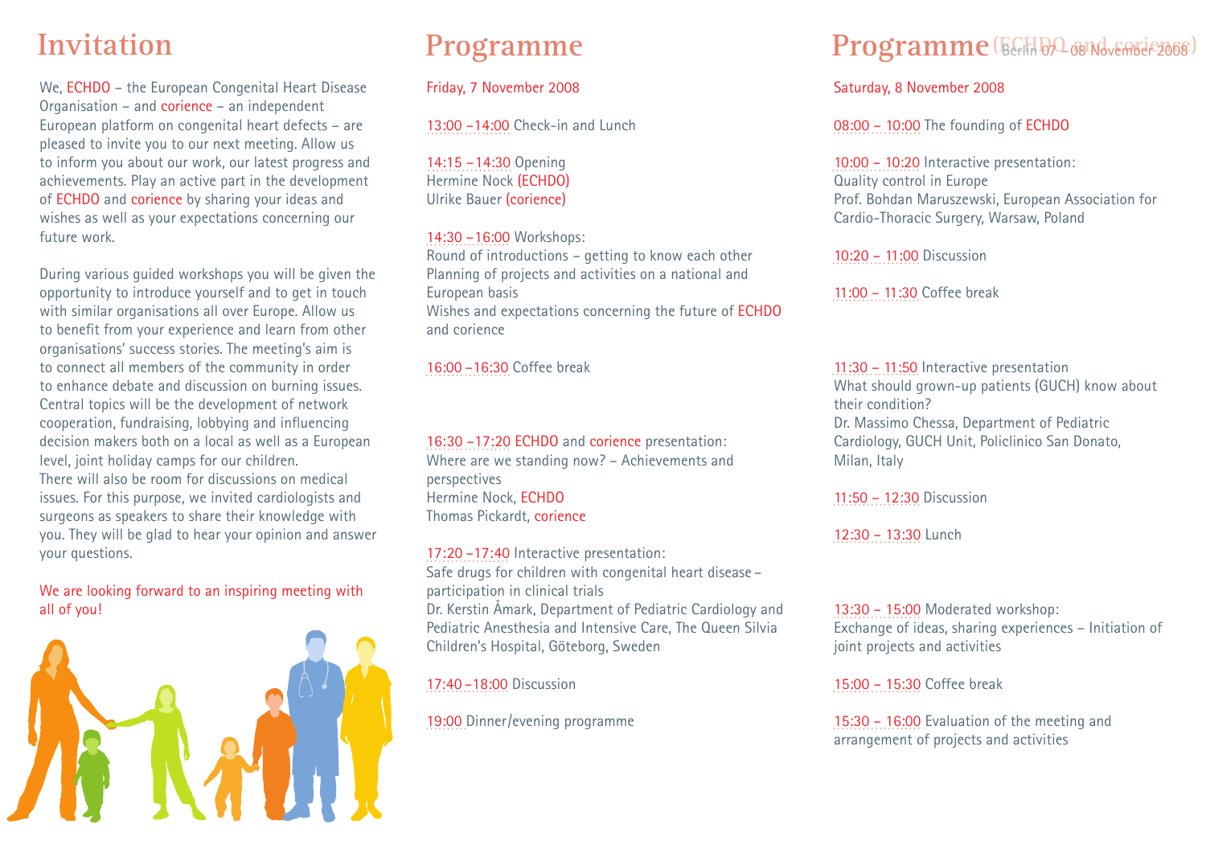# Invitation

We, ECHDO – the European Congenital Heart Disease Organisation – and corience – an independent European platform on congenital heart defects – are pleased to invite you to our next meeting. Allow us to inform you about our work, our latest progress and achievements. Play an active part in the development of ECHDO and corience by sharing your ideas and wishes as well as your expectations concerning our future work.

During various guided workshops you will be given the opportunity to introduce yourself and to get in touch with similar organisations all over Europe. Allow us to benefit from your experience and learn from other organisations' success stories. The meeting's aim is to connect all members of the community in order to enhance debate and discussion on burning issues. Central topics will be the development of network cooperation, fundraising, lobbying and influencing decision makers both on a local as well as a European level, joint holiday camps for our children.
There will also be room for discussions on medical issues. For this purpose, we invited cardiologists and surgeons as speakers to share their knowledge with you. They will be glad to hear your opinion and answer your questions.

We are looking forward to an inspiring meeting with all of you!

# Programme

Friday, 7 November 2008

13:00 –14:00 Check-in and Lunch

14:15 –14:30 Opening
Hermine Nock (ECHDO)
Ulrike Bauer (corience)

14:30 –16:00 Workshops:
Round of introductions – getting to know each other
Planning of projects and activities on a national and European basis
Wishes and expectations concerning the future of ECHDO and corience

16:00 –16:30 Coffee break

16:30 –17:20 ECHDO and corience presentation:
Where are we standing now? – Achievements and perspectives
Hermine Nock, ECHDO
Thomas Pickardt, corience

17:20 –17:40 Interactive presentation:
Safe drugs for children with congenital heart disease – participation in clinical trials
Dr. Kerstin Åmark, Department of Pediatric Cardiology and Pediatric Anesthesia and Intensive Care, The Queen Silvia Children's Hospital, Göteborg, Sweden

17:40 –18:00 Discussion

19:00 Dinner/evening programme

# Programme (ECHDO and corience) Berlin 07 – 08 November 2008

Saturday, 8 November 2008

08:00 – 10:00 The founding of ECHDO

10:00 – 10:20 Interactive presentation:
Quality control in Europe
Prof. Bohdan Maruszewski, European Association for Cardio-Thoracic Surgery, Warsaw, Poland

10:20 – 11:00 Discussion

11:00 – 11:30 Coffee break

11:30 – 11:50 Interactive presentation
What should grown-up patients (GUCH) know about their condition?
Dr. Massimo Chessa, Department of Pediatric Cardiology, GUCH Unit, Policlinico San Donato, Milan, Italy

11:50 – 12:30 Discussion

12:30 – 13:30 Lunch

13:30 – 15:00 Moderated workshop:
Exchange of ideas, sharing experiences – Initiation of joint projects and activities

15:00 – 15:30 Coffee break

15:30 – 16:00 Evaluation of the meeting and arrangement of projects and activities